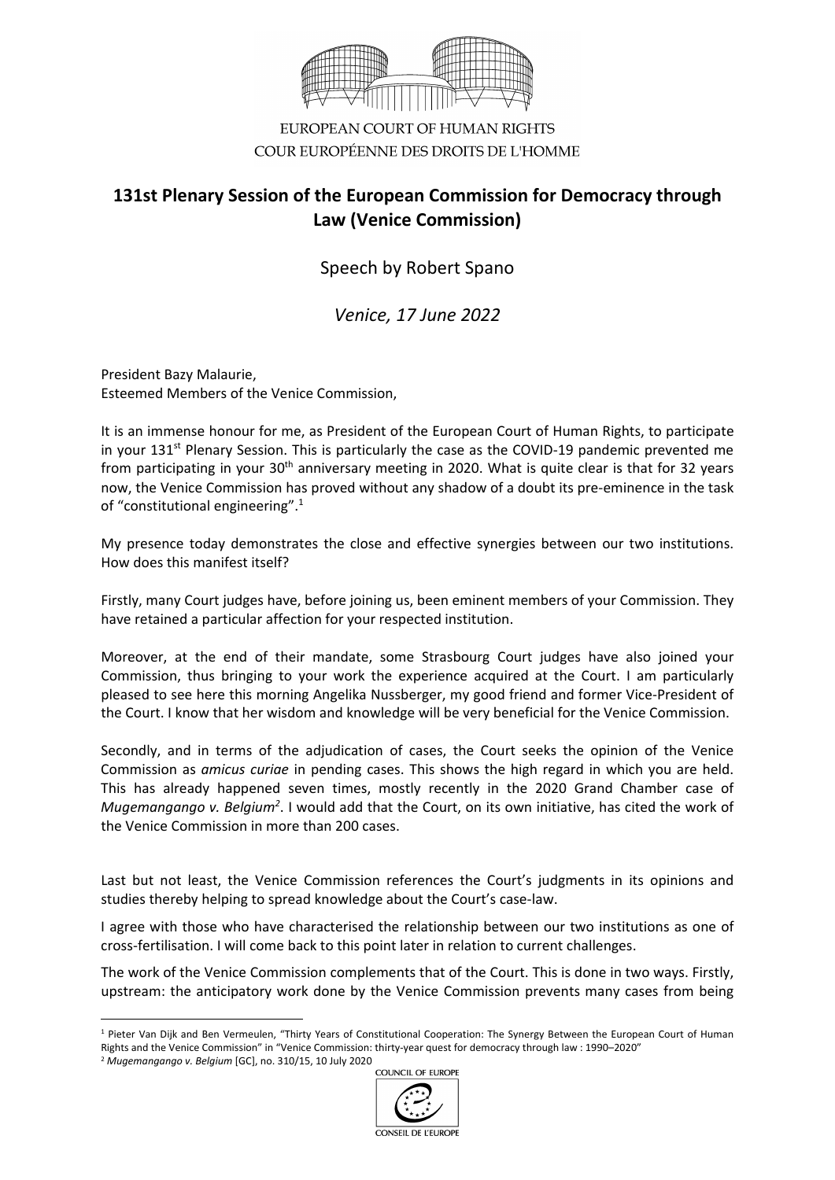EUROPEAN COURT OF HUMAN RIGHTS
COUR EUROPÉENNE DES DROITS DE L'HOMME

# 131st Plenary Session of the European Commission for Democracy through Law (Venice Commission)

Speech by Robert Spano

*Venice, 17 June 2022*

President Bazy Malaurie,
Esteemed Members of the Venice Commission,

It is an immense honour for me, as President of the European Court of Human Rights, to participate in your 131st Plenary Session. This is particularly the case as the COVID-19 pandemic prevented me from participating in your 30th anniversary meeting in 2020. What is quite clear is that for 32 years now, the Venice Commission has proved without any shadow of a doubt its pre-eminence in the task of "constitutional engineering".[1]

My presence today demonstrates the close and effective synergies between our two institutions. How does this manifest itself?

Firstly, many Court judges have, before joining us, been eminent members of your Commission. They have retained a particular affection for your respected institution.

Moreover, at the end of their mandate, some Strasbourg Court judges have also joined your Commission, thus bringing to your work the experience acquired at the Court. I am particularly pleased to see here this morning Angelika Nussberger, my good friend and former Vice-President of the Court. I know that her wisdom and knowledge will be very beneficial for the Venice Commission.

Secondly, and in terms of the adjudication of cases, the Court seeks the opinion of the Venice Commission as *amicus curiae* in pending cases. This shows the high regard in which you are held. This has already happened seven times, mostly recently in the 2020 Grand Chamber case of *Mugemangango v. Belgium*[2]. I would add that the Court, on its own initiative, has cited the work of the Venice Commission in more than 200 cases.

Last but not least, the Venice Commission references the Court's judgments in its opinions and studies thereby helping to spread knowledge about the Court's case-law.

I agree with those who have characterised the relationship between our two institutions as one of cross-fertilisation. I will come back to this point later in relation to current challenges.

The work of the Venice Commission complements that of the Court. This is done in two ways. Firstly, upstream: the anticipatory work done by the Venice Commission prevents many cases from being

---

[1] Pieter Van Dijk and Ben Vermeulen, "Thirty Years of Constitutional Cooperation: The Synergy Between the European Court of Human Rights and the Venice Commission" in "Venice Commission: thirty-year quest for democracy through law : 1990–2020"

[2] *Mugemangango v. Belgium* [GC], no. 310/15, 10 July 2020

COUNCIL OF EUROPE
CONSEIL DE L'EUROPE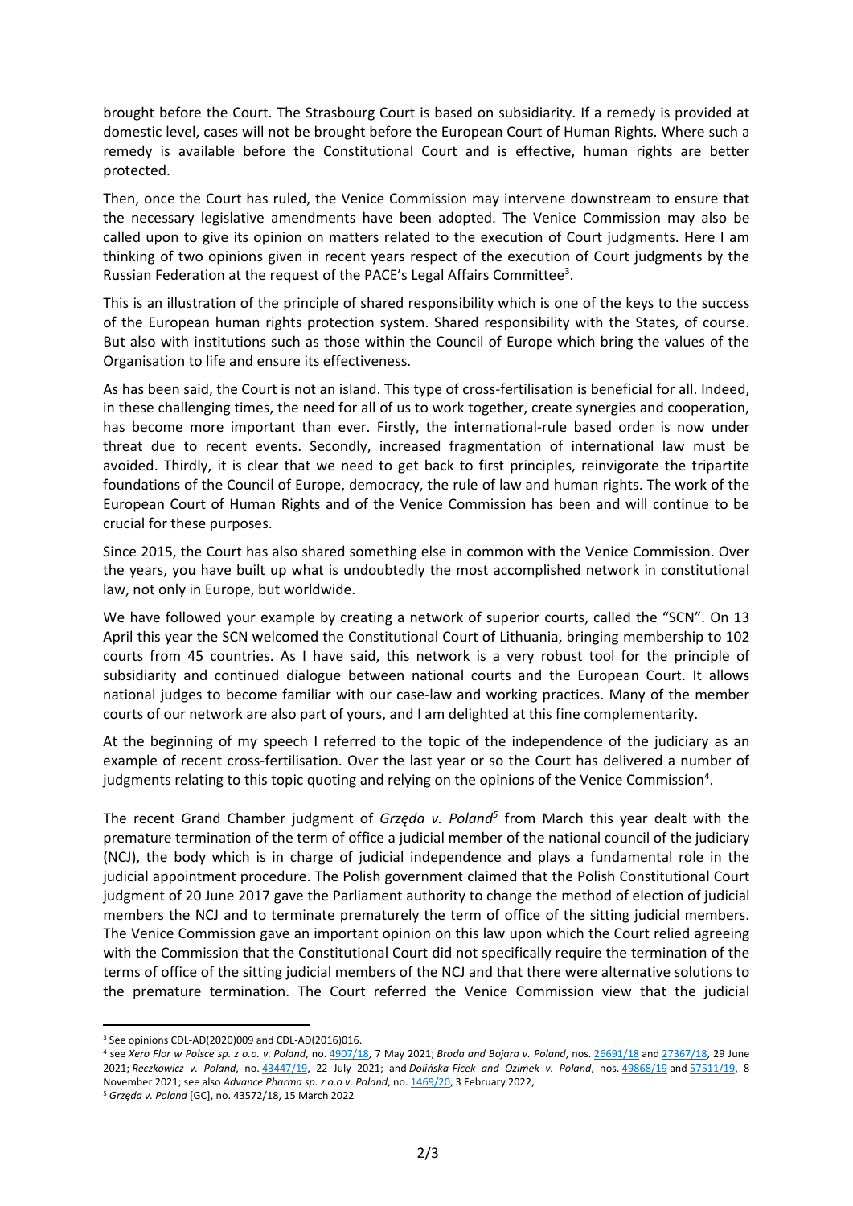brought before the Court. The Strasbourg Court is based on subsidiarity. If a remedy is provided at domestic level, cases will not be brought before the European Court of Human Rights. Where such a remedy is available before the Constitutional Court and is effective, human rights are better protected.

Then, once the Court has ruled, the Venice Commission may intervene downstream to ensure that the necessary legislative amendments have been adopted. The Venice Commission may also be called upon to give its opinion on matters related to the execution of Court judgments. Here I am thinking of two opinions given in recent years respect of the execution of Court judgments by the Russian Federation at the request of the PACE's Legal Affairs Committee[3].

This is an illustration of the principle of shared responsibility which is one of the keys to the success of the European human rights protection system. Shared responsibility with the States, of course. But also with institutions such as those within the Council of Europe which bring the values of the Organisation to life and ensure its effectiveness.

As has been said, the Court is not an island. This type of cross-fertilisation is beneficial for all. Indeed, in these challenging times, the need for all of us to work together, create synergies and cooperation, has become more important than ever. Firstly, the international-rule based order is now under threat due to recent events. Secondly, increased fragmentation of international law must be avoided. Thirdly, it is clear that we need to get back to first principles, reinvigorate the tripartite foundations of the Council of Europe, democracy, the rule of law and human rights. The work of the European Court of Human Rights and of the Venice Commission has been and will continue to be crucial for these purposes.

Since 2015, the Court has also shared something else in common with the Venice Commission. Over the years, you have built up what is undoubtedly the most accomplished network in constitutional law, not only in Europe, but worldwide.

We have followed your example by creating a network of superior courts, called the "SCN". On 13 April this year the SCN welcomed the Constitutional Court of Lithuania, bringing membership to 102 courts from 45 countries. As I have said, this network is a very robust tool for the principle of subsidiarity and continued dialogue between national courts and the European Court. It allows national judges to become familiar with our case-law and working practices. Many of the member courts of our network are also part of yours, and I am delighted at this fine complementarity.

At the beginning of my speech I referred to the topic of the independence of the judiciary as an example of recent cross-fertilisation. Over the last year or so the Court has delivered a number of judgments relating to this topic quoting and relying on the opinions of the Venice Commission[4].

The recent Grand Chamber judgment of *Grzęda v. Poland*[5] from March this year dealt with the premature termination of the term of office a judicial member of the national council of the judiciary (NCJ), the body which is in charge of judicial independence and plays a fundamental role in the judicial appointment procedure. The Polish government claimed that the Polish Constitutional Court judgment of 20 June 2017 gave the Parliament authority to change the method of election of judicial members the NCJ and to terminate prematurely the term of office of the sitting judicial members. The Venice Commission gave an important opinion on this law upon which the Court relied agreeing with the Commission that the Constitutional Court did not specifically require the termination of the terms of office of the sitting judicial members of the NCJ and that there were alternative solutions to the premature termination. The Court referred the Venice Commission view that the judicial

---

[3] See opinions CDL-AD(2020)009 and CDL-AD(2016)016.

[4] see *Xero Flor w Polsce sp. z o.o. v. Poland*, no. 4907/18, 7 May 2021; *Broda and Bojara v. Poland*, nos. 26691/18 and 27367/18, 29 June 2021; *Reczkowicz v. Poland*, no. 43447/19, 22 July 2021; and *Dolińska-Ficek and Ozimek v. Poland*, nos. 49868/19 and 57511/19, 8 November 2021; see also *Advance Pharma sp. z o.o v. Poland*, no. 1469/20, 3 February 2022,

[5] *Grzęda v. Poland* [GC], no. 43572/18, 15 March 2022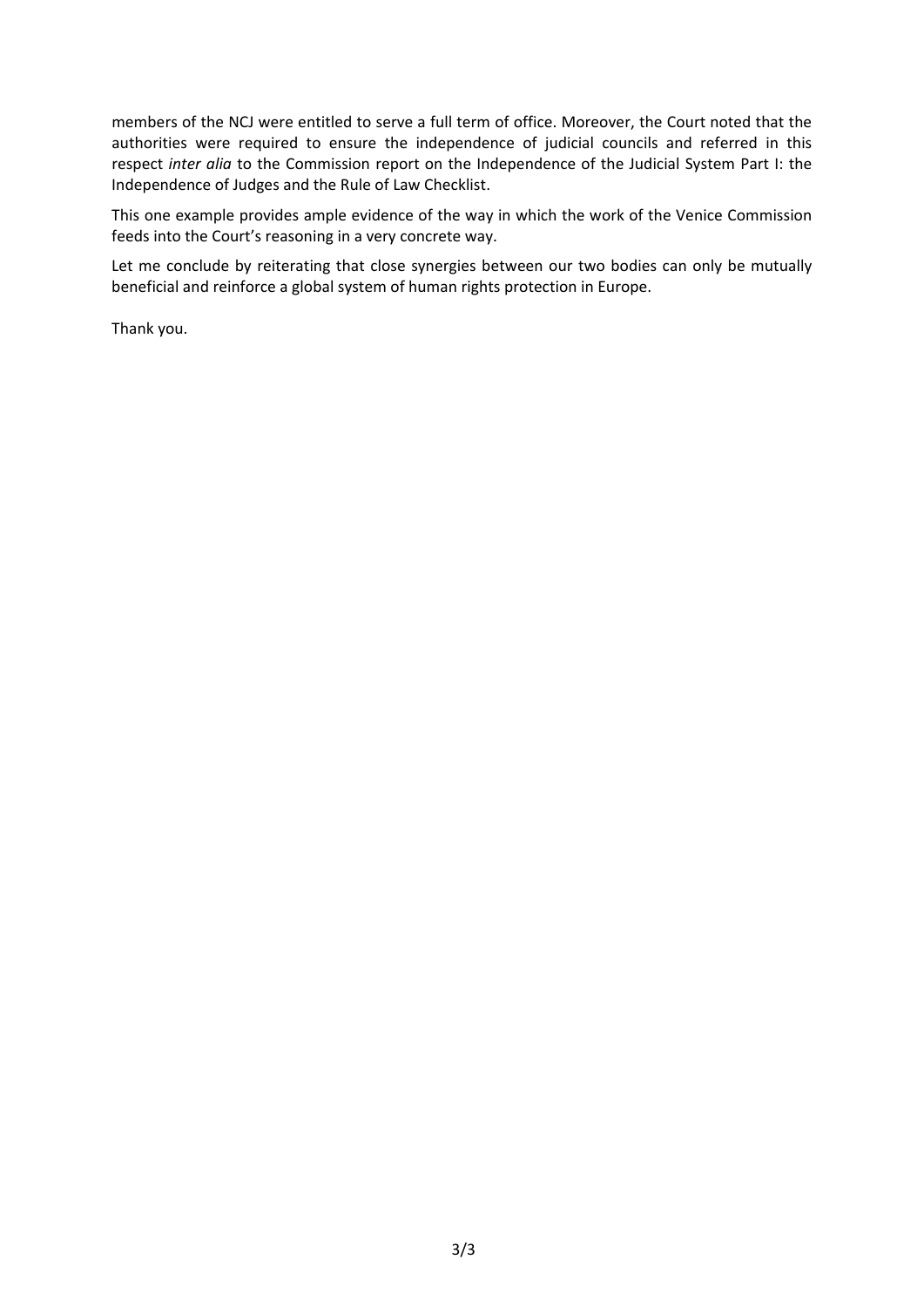members of the NCJ were entitled to serve a full term of office. Moreover, the Court noted that the authorities were required to ensure the independence of judicial councils and referred in this respect *inter alia* to the Commission report on the Independence of the Judicial System Part I: the Independence of Judges and the Rule of Law Checklist.

This one example provides ample evidence of the way in which the work of the Venice Commission feeds into the Court's reasoning in a very concrete way.

Let me conclude by reiterating that close synergies between our two bodies can only be mutually beneficial and reinforce a global system of human rights protection in Europe.

Thank you.